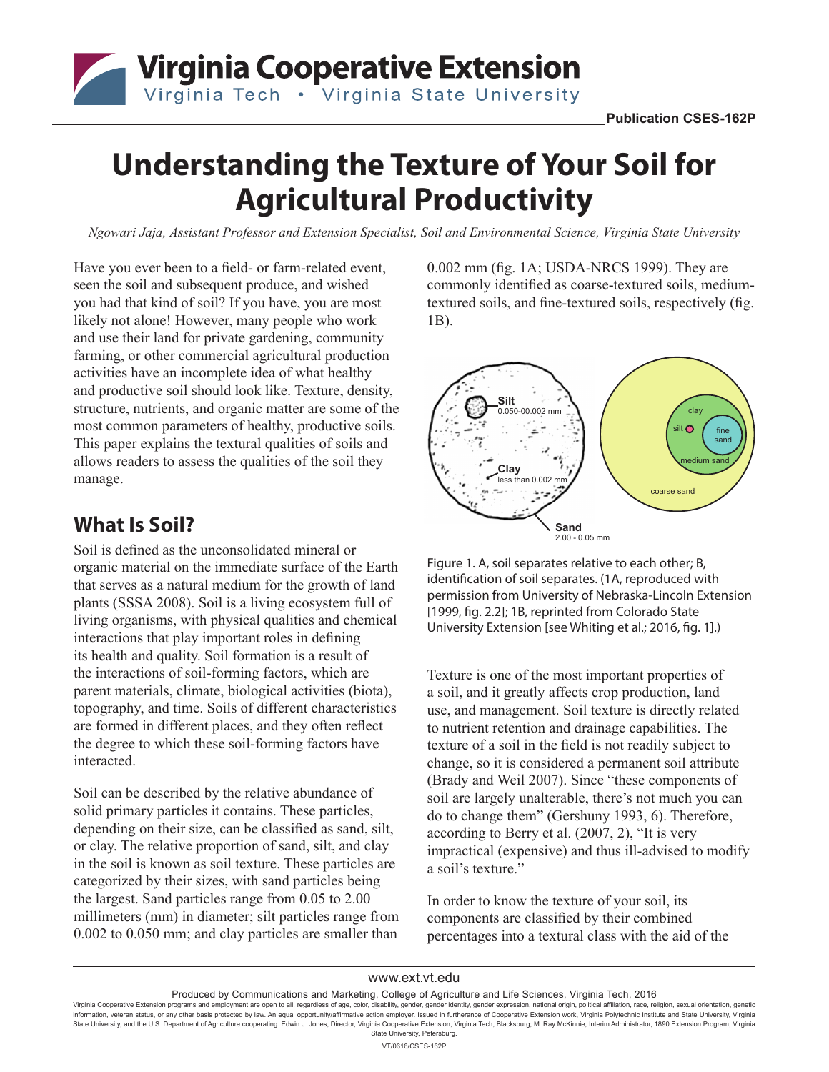Publication CSES-162P

# Understanding the Texture of Your Soil for Agricultural Productivity

*Ngowari Jaja, Assistant Professor and Extension Specialist, Soil and Environmental Science, Virginia State University*

Have you ever been to a field- or farm-related event, seen the soil and subsequent produce, and wished you had that kind of soil? If you have, you are most likely not alone! However, many people who work and use their land for private gardening, community farming, or other commercial agricultural production activities have an incomplete idea of what healthy and productive soil should look like. Texture, density, structure, nutrients, and organic matter are some of the most common parameters of healthy, productive soils. This paper explains the textural qualities of soils and allows readers to assess the qualities of the soil they manage.

## What Is Soil?

Soil is defined as the unconsolidated mineral or organic material on the immediate surface of the Earth that serves as a natural medium for the growth of land plants (SSSA 2008). Soil is a living ecosystem full of living organisms, with physical qualities and chemical interactions that play important roles in defining its health and quality. Soil formation is a result of the interactions of soil-forming factors, which are parent materials, climate, biological activities (biota), topography, and time. Soils of different characteristics are formed in different places, and they often reflect the degree to which these soil-forming factors have interacted.

Soil can be described by the relative abundance of solid primary particles it contains. These particles, depending on their size, can be classified as sand, silt, or clay. The relative proportion of sand, silt, and clay in the soil is known as soil texture. These particles are categorized by their sizes, with sand particles being the largest. Sand particles range from 0.05 to 2.00 millimeters (mm) in diameter; silt particles range from 0.002 to 0.050 mm; and clay particles are smaller than 0.002 mm (fig. 1A; USDA-NRCS 1999). They are commonly identified as coarse-textured soils, medium-textured soils, and fine-textured soils, respectively (fig. 1B).

Figure 1. A, soil separates relative to each other; B, identification of soil separates. (1A, reproduced with permission from University of Nebraska-Lincoln Extension [1999, fig. 2.2]; 1B, reprinted from Colorado State University Extension [see Whiting et al.; 2016, fig. 1].)

Texture is one of the most important properties of a soil, and it greatly affects crop production, land use, and management. Soil texture is directly related to nutrient retention and drainage capabilities. The texture of a soil in the field is not readily subject to change, so it is considered a permanent soil attribute (Brady and Weil 2007). Since "these components of soil are largely unalterable, there's not much you can do to change them" (Gershuny 1993, 6). Therefore, according to Berry et al. (2007, 2), "It is very impractical (expensive) and thus ill-advised to modify a soil's texture."

In order to know the texture of your soil, its components are classified by their combined percentages into a textural class with the aid of the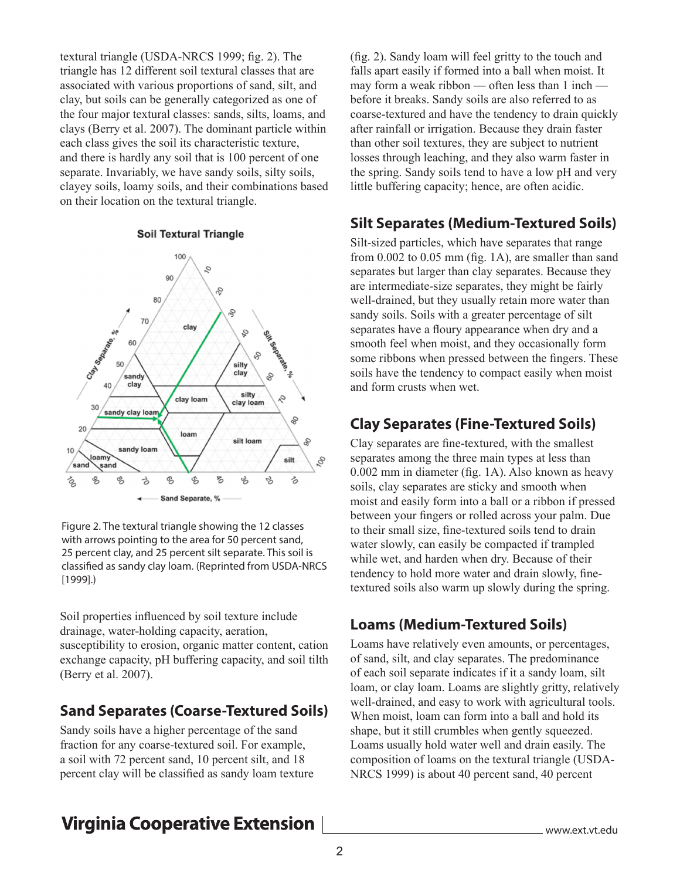textural triangle (USDA-NRCS 1999; fig. 2). The triangle has 12 different soil textural classes that are associated with various proportions of sand, silt, and clay, but soils can be generally categorized as one of the four major textural classes: sands, silts, loams, and clays (Berry et al. 2007). The dominant particle within each class gives the soil its characteristic texture, and there is hardly any soil that is 100 percent of one separate. Invariably, we have sandy soils, silty soils, clayey soils, loamy soils, and their combinations based on their location on the textural triangle.

Figure 2. The textural triangle showing the 12 classes with arrows pointing to the area for 50 percent sand, 25 percent clay, and 25 percent silt separate. This soil is classified as sandy clay loam. (Reprinted from USDA-NRCS [1999].)

Soil properties influenced by soil texture include drainage, water-holding capacity, aeration, susceptibility to erosion, organic matter content, cation exchange capacity, pH buffering capacity, and soil tilth (Berry et al. 2007).

## Sand Separates (Coarse-Textured Soils)

Sandy soils have a higher percentage of the sand fraction for any coarse-textured soil. For example, a soil with 72 percent sand, 10 percent silt, and 18 percent clay will be classified as sandy loam texture (fig. 2). Sandy loam will feel gritty to the touch and falls apart easily if formed into a ball when moist. It may form a weak ribbon — often less than 1 inch — before it breaks. Sandy soils are also referred to as coarse-textured and have the tendency to drain quickly after rainfall or irrigation. Because they drain faster than other soil textures, they are subject to nutrient losses through leaching, and they also warm faster in the spring. Sandy soils tend to have a low pH and very little buffering capacity; hence, are often acidic.

## Silt Separates (Medium-Textured Soils)

Silt-sized particles, which have separates that range from 0.002 to 0.05 mm (fig. 1A), are smaller than sand separates but larger than clay separates. Because they are intermediate-size separates, they might be fairly well-drained, but they usually retain more water than sandy soils. Soils with a greater percentage of silt separates have a floury appearance when dry and a smooth feel when moist, and they occasionally form some ribbons when pressed between the fingers. These soils have the tendency to compact easily when moist and form crusts when wet.

## Clay Separates (Fine-Textured Soils)

Clay separates are fine-textured, with the smallest separates among the three main types at less than 0.002 mm in diameter (fig. 1A). Also known as heavy soils, clay separates are sticky and smooth when moist and easily form into a ball or a ribbon if pressed between your fingers or rolled across your palm. Due to their small size, fine-textured soils tend to drain water slowly, can easily be compacted if trampled while wet, and harden when dry. Because of their tendency to hold more water and drain slowly, fine-textured soils also warm up slowly during the spring.

## Loams (Medium-Textured Soils)

Loams have relatively even amounts, or percentages, of sand, silt, and clay separates. The predominance of each soil separate indicates if it a sandy loam, silt loam, or clay loam. Loams are slightly gritty, relatively well-drained, and easy to work with agricultural tools. When moist, loam can form into a ball and hold its shape, but it still crumbles when gently squeezed. Loams usually hold water well and drain easily. The composition of loams on the textural triangle (USDA-NRCS 1999) is about 40 percent sand, 40 percent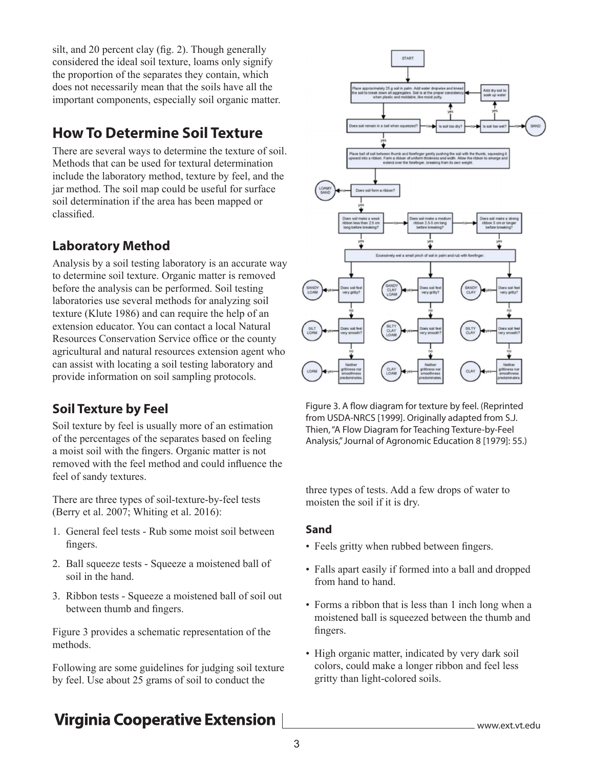silt, and 20 percent clay (fig. 2). Though generally considered the ideal soil texture, loams only signify the proportion of the separates they contain, which does not necessarily mean that the soils have all the important components, especially soil organic matter.

## How To Determine Soil Texture

There are several ways to determine the texture of soil. Methods that can be used for textural determination include the laboratory method, texture by feel, and the jar method. The soil map could be useful for surface soil determination if the area has been mapped or classified.

### Laboratory Method

Analysis by a soil testing laboratory is an accurate way to determine soil texture. Organic matter is removed before the analysis can be performed. Soil testing laboratories use several methods for analyzing soil texture (Klute 1986) and can require the help of an extension educator. You can contact a local Natural Resources Conservation Service office or the county agricultural and natural resources extension agent who can assist with locating a soil testing laboratory and provide information on soil sampling protocols.

### Soil Texture by Feel

Soil texture by feel is usually more of an estimation of the percentages of the separates based on feeling a moist soil with the fingers. Organic matter is not removed with the feel method and could influence the feel of sandy textures.

There are three types of soil-texture-by-feel tests (Berry et al. 2007; Whiting et al. 2016):

1. General feel tests - Rub some moist soil between fingers.
2. Ball squeeze tests - Squeeze a moistened ball of soil in the hand.
3. Ribbon tests - Squeeze a moistened ball of soil out between thumb and fingers.

Figure 3 provides a schematic representation of the methods.

Following are some guidelines for judging soil texture by feel. Use about 25 grams of soil to conduct the three types of tests. Add a few drops of water to moisten the soil if it is dry.

Figure 3. A flow diagram for texture by feel. (Reprinted from USDA-NRCS [1999]. Originally adapted from S.J. Thien, "A Flow Diagram for Teaching Texture-by-Feel Analysis," Journal of Agronomic Education 8 [1979]: 55.)

#### Sand

- Feels gritty when rubbed between fingers.
- Falls apart easily if formed into a ball and dropped from hand to hand.
- Forms a ribbon that is less than 1 inch long when a moistened ball is squeezed between the thumb and fingers.
- High organic matter, indicated by very dark soil colors, could make a longer ribbon and feel less gritty than light-colored soils.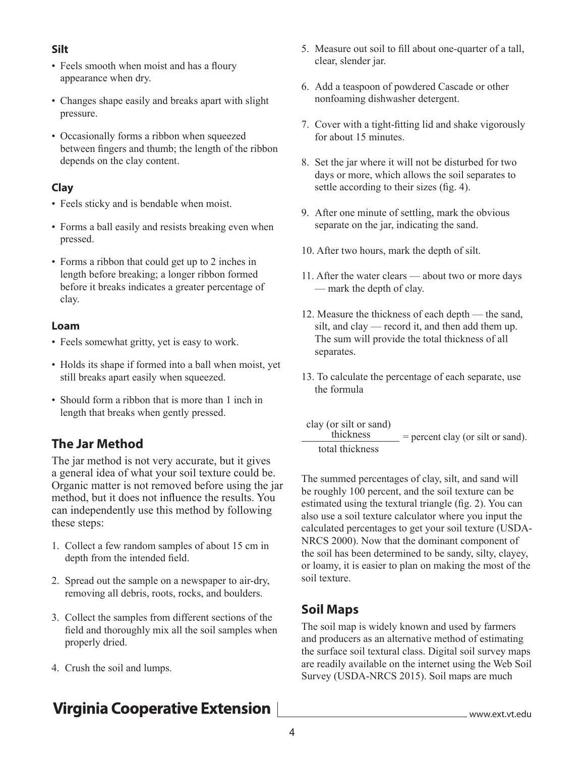### Silt

- Feels smooth when moist and has a floury appearance when dry.
- Changes shape easily and breaks apart with slight pressure.
- Occasionally forms a ribbon when squeezed between fingers and thumb; the length of the ribbon depends on the clay content.

### Clay

- Feels sticky and is bendable when moist.
- Forms a ball easily and resists breaking even when pressed.
- Forms a ribbon that could get up to 2 inches in length before breaking; a longer ribbon formed before it breaks indicates a greater percentage of clay.

### Loam

- Feels somewhat gritty, yet is easy to work.
- Holds its shape if formed into a ball when moist, yet still breaks apart easily when squeezed.
- Should form a ribbon that is more than 1 inch in length that breaks when gently pressed.

## The Jar Method

The jar method is not very accurate, but it gives a general idea of what your soil texture could be. Organic matter is not removed before using the jar method, but it does not influence the results. You can independently use this method by following these steps:

1. Collect a few random samples of about 15 cm in depth from the intended field.
2. Spread out the sample on a newspaper to air-dry, removing all debris, roots, rocks, and boulders.
3. Collect the samples from different sections of the field and thoroughly mix all the soil samples when properly dried.
4. Crush the soil and lumps.
5. Measure out soil to fill about one-quarter of a tall, clear, slender jar.
6. Add a teaspoon of powdered Cascade or other nonfoaming dishwasher detergent.
7. Cover with a tight-fitting lid and shake vigorously for about 15 minutes.
8. Set the jar where it will not be disturbed for two days or more, which allows the soil separates to settle according to their sizes (fig. 4).
9. After one minute of settling, mark the obvious separate on the jar, indicating the sand.
10. After two hours, mark the depth of silt.
11. After the water clears — about two or more days — mark the depth of clay.
12. Measure the thickness of each depth — the sand, silt, and clay — record it, and then add them up. The sum will provide the total thickness of all separates.
13. To calculate the percentage of each separate, use the formula

$$\frac{\text{clay (or silt or sand) thickness}}{\text{total thickness}} = \text{percent clay (or silt or sand).}$$

The summed percentages of clay, silt, and sand will be roughly 100 percent, and the soil texture can be estimated using the textural triangle (fig. 2). You can also use a soil texture calculator where you input the calculated percentages to get your soil texture (USDA-NRCS 2000). Now that the dominant component of the soil has been determined to be sandy, silty, clayey, or loamy, it is easier to plan on making the most of the soil texture.

## Soil Maps

The soil map is widely known and used by farmers and producers as an alternative method of estimating the surface soil textural class. Digital soil survey maps are readily available on the internet using the Web Soil Survey (USDA-NRCS 2015). Soil maps are much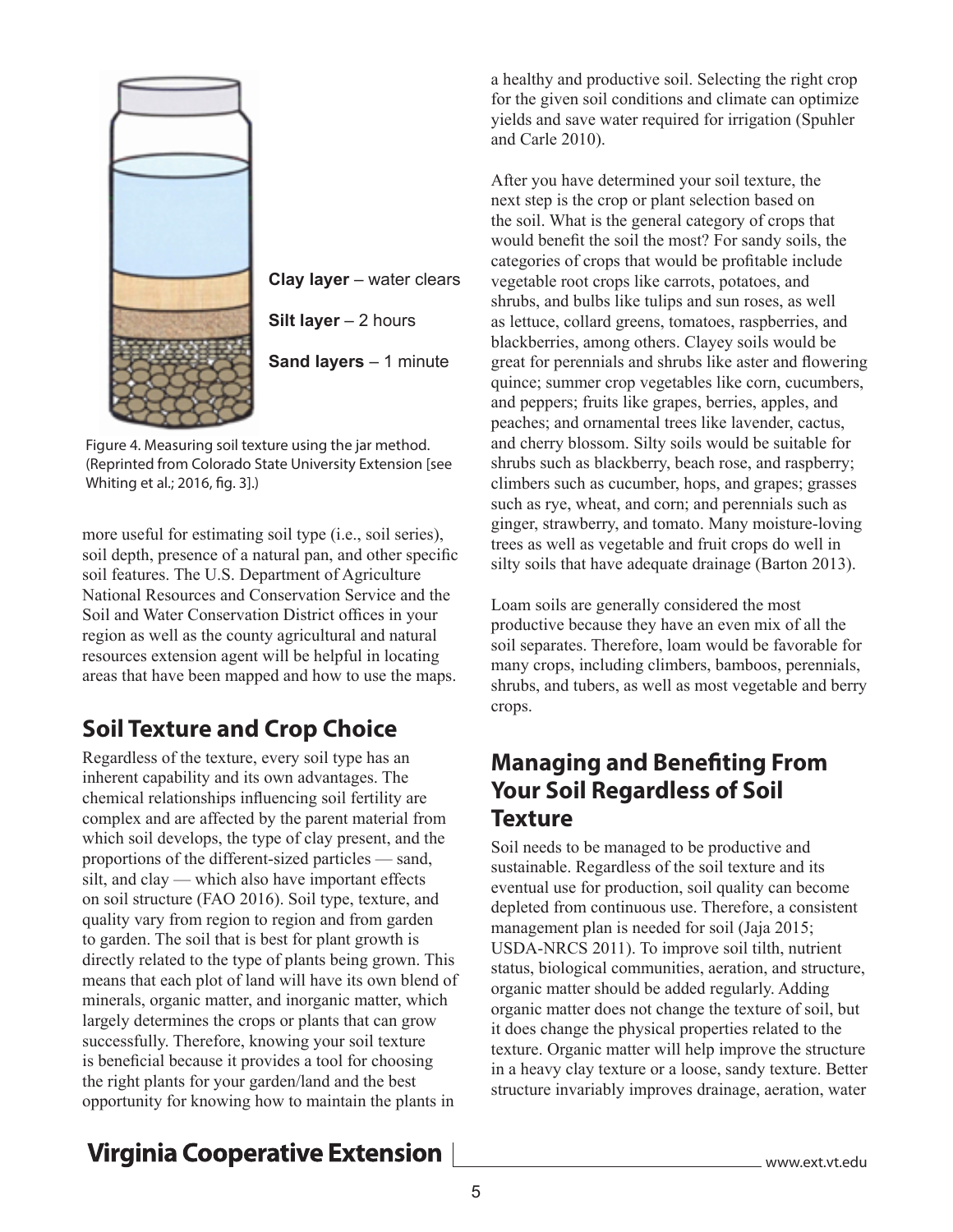Clay layer – water clears

Silt layer – 2 hours

Sand layers – 1 minute

Figure 4. Measuring soil texture using the jar method. (Reprinted from Colorado State University Extension [see Whiting et al.; 2016, fig. 3].)

more useful for estimating soil type (i.e., soil series), soil depth, presence of a natural pan, and other specific soil features. The U.S. Department of Agriculture National Resources and Conservation Service and the Soil and Water Conservation District offices in your region as well as the county agricultural and natural resources extension agent will be helpful in locating areas that have been mapped and how to use the maps.

## Soil Texture and Crop Choice

Regardless of the texture, every soil type has an inherent capability and its own advantages. The chemical relationships influencing soil fertility are complex and are affected by the parent material from which soil develops, the type of clay present, and the proportions of the different-sized particles — sand, silt, and clay — which also have important effects on soil structure (FAO 2016). Soil type, texture, and quality vary from region to region and from garden to garden. The soil that is best for plant growth is directly related to the type of plants being grown. This means that each plot of land will have its own blend of minerals, organic matter, and inorganic matter, which largely determines the crops or plants that can grow successfully. Therefore, knowing your soil texture is beneficial because it provides a tool for choosing the right plants for your garden/land and the best opportunity for knowing how to maintain the plants in a healthy and productive soil. Selecting the right crop for the given soil conditions and climate can optimize yields and save water required for irrigation (Spuhler and Carle 2010).

After you have determined your soil texture, the next step is the crop or plant selection based on the soil. What is the general category of crops that would benefit the soil the most? For sandy soils, the categories of crops that would be profitable include vegetable root crops like carrots, potatoes, and shrubs, and bulbs like tulips and sun roses, as well as lettuce, collard greens, tomatoes, raspberries, and blackberries, among others. Clayey soils would be great for perennials and shrubs like aster and flowering quince; summer crop vegetables like corn, cucumbers, and peppers; fruits like grapes, berries, apples, and peaches; and ornamental trees like lavender, cactus, and cherry blossom. Silty soils would be suitable for shrubs such as blackberry, beach rose, and raspberry; climbers such as cucumber, hops, and grapes; grasses such as rye, wheat, and corn; and perennials such as ginger, strawberry, and tomato. Many moisture-loving trees as well as vegetable and fruit crops do well in silty soils that have adequate drainage (Barton 2013).

Loam soils are generally considered the most productive because they have an even mix of all the soil separates. Therefore, loam would be favorable for many crops, including climbers, bamboos, perennials, shrubs, and tubers, as well as most vegetable and berry crops.

## Managing and Benefiting From Your Soil Regardless of Soil Texture

Soil needs to be managed to be productive and sustainable. Regardless of the soil texture and its eventual use for production, soil quality can become depleted from continuous use. Therefore, a consistent management plan is needed for soil (Jaja 2015; USDA-NRCS 2011). To improve soil tilth, nutrient status, biological communities, aeration, and structure, organic matter should be added regularly. Adding organic matter does not change the texture of soil, but it does change the physical properties related to the texture. Organic matter will help improve the structure in a heavy clay texture or a loose, sandy texture. Better structure invariably improves drainage, aeration, water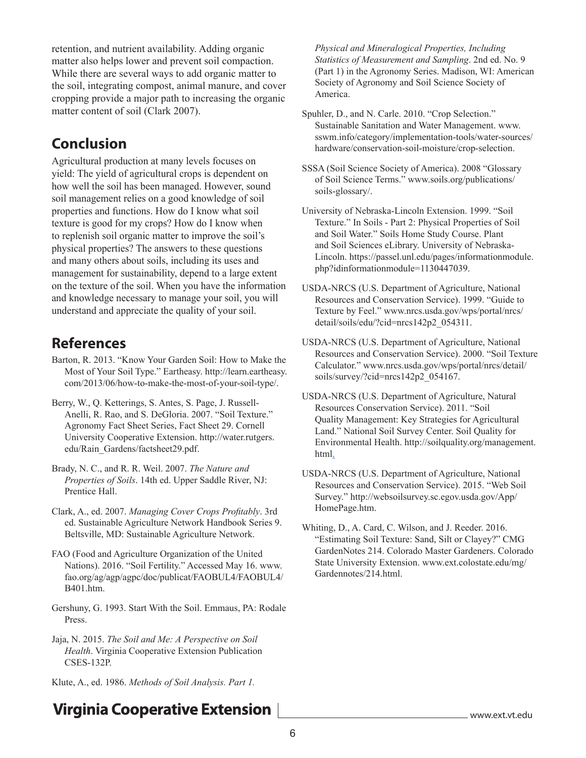retention, and nutrient availability. Adding organic matter also helps lower and prevent soil compaction. While there are several ways to add organic matter to the soil, integrating compost, animal manure, and cover cropping provide a major path to increasing the organic matter content of soil (Clark 2007).

## Conclusion

Agricultural production at many levels focuses on yield: The yield of agricultural crops is dependent on how well the soil has been managed. However, sound soil management relies on a good knowledge of soil properties and functions. How do I know what soil texture is good for my crops? How do I know when to replenish soil organic matter to improve the soil's physical properties? The answers to these questions and many others about soils, including its uses and management for sustainability, depend to a large extent on the texture of the soil. When you have the information and knowledge necessary to manage your soil, you will understand and appreciate the quality of your soil.

## References

Barton, R. 2013. "Know Your Garden Soil: How to Make the Most of Your Soil Type." Eartheasy. http://learn.eartheasy.com/2013/06/how-to-make-the-most-of-your-soil-type/.

Berry, W., Q. Ketterings, S. Antes, S. Page, J. Russell-Anelli, R. Rao, and S. DeGloria. 2007. "Soil Texture." Agronomy Fact Sheet Series, Fact Sheet 29. Cornell University Cooperative Extension. http://water.rutgers.edu/Rain_Gardens/factsheet29.pdf.

Brady, N. C., and R. R. Weil. 2007. *The Nature and Properties of Soils*. 14th ed. Upper Saddle River, NJ: Prentice Hall.

Clark, A., ed. 2007. *Managing Cover Crops Profitably*. 3rd ed. Sustainable Agriculture Network Handbook Series 9. Beltsville, MD: Sustainable Agriculture Network.

FAO (Food and Agriculture Organization of the United Nations). 2016. "Soil Fertility." Accessed May 16. www.fao.org/ag/agp/agpc/doc/publicat/FAOBUL4/FAOBUL4/B401.htm.

Gershuny, G. 1993. Start With the Soil. Emmaus, PA: Rodale Press.

Jaja, N. 2015. *The Soil and Me: A Perspective on Soil Health*. Virginia Cooperative Extension Publication CSES-132P.

Klute, A., ed. 1986. *Methods of Soil Analysis. Part 1. Physical and Mineralogical Properties, Including Statistics of Measurement and Sampling*. 2nd ed. No. 9 (Part 1) in the Agronomy Series. Madison, WI: American Society of Agronomy and Soil Science Society of America.

Spuhler, D., and N. Carle. 2010. "Crop Selection." Sustainable Sanitation and Water Management. www.sswm.info/category/implementation-tools/water-sources/hardware/conservation-soil-moisture/crop-selection.

SSSA (Soil Science Society of America). 2008 "Glossary of Soil Science Terms." www.soils.org/publications/soils-glossary/.

University of Nebraska-Lincoln Extension. 1999. "Soil Texture." In Soils - Part 2: Physical Properties of Soil and Soil Water." Soils Home Study Course. Plant and Soil Sciences eLibrary. University of Nebraska-Lincoln. https://passel.unl.edu/pages/informationmodule.php?idinformationmodule=1130447039.

USDA-NRCS (U.S. Department of Agriculture, National Resources and Conservation Service). 1999. "Guide to Texture by Feel." www.nrcs.usda.gov/wps/portal/nrcs/detail/soils/edu/?cid=nrcs142p2_054311.

USDA-NRCS (U.S. Department of Agriculture, National Resources and Conservation Service). 2000. "Soil Texture Calculator." www.nrcs.usda.gov/wps/portal/nrcs/detail/soils/survey/?cid=nrcs142p2_054167.

USDA-NRCS (U.S. Department of Agriculture, Natural Resources Conservation Service). 2011. "Soil Quality Management: Key Strategies for Agricultural Land." National Soil Survey Center. Soil Quality for Environmental Health. http://soilquality.org/management.html.

USDA-NRCS (U.S. Department of Agriculture, National Resources and Conservation Service). 2015. "Web Soil Survey." http://websoilsurvey.sc.egov.usda.gov/App/HomePage.htm.

Whiting, D., A. Card, C. Wilson, and J. Reeder. 2016. "Estimating Soil Texture: Sand, Silt or Clayey?" CMG GardenNotes 214. Colorado Master Gardeners. Colorado State University Extension. www.ext.colostate.edu/mg/Gardennotes/214.html.